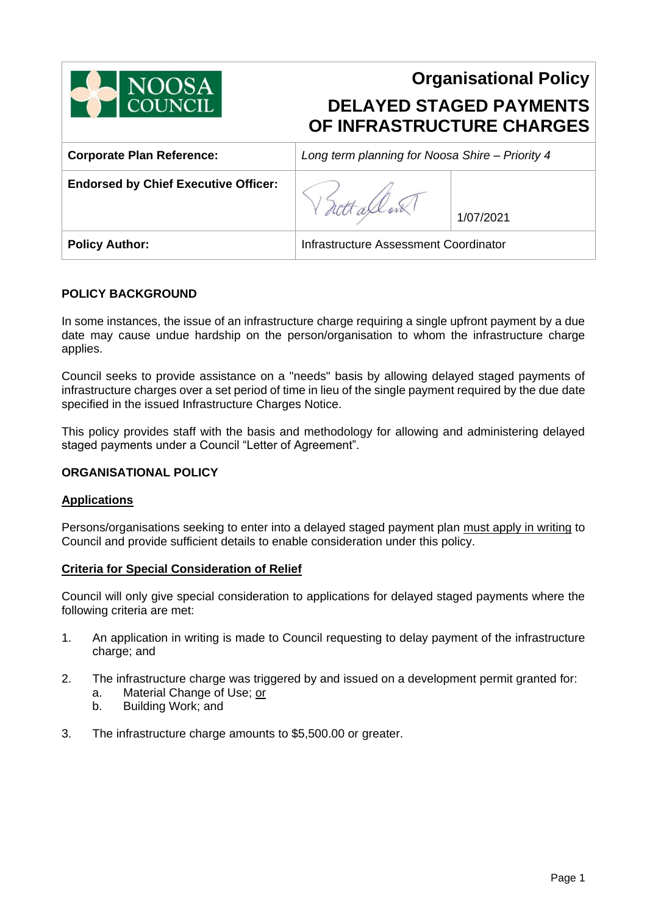# Organisational Policy

# DELAYED STAGED PAYMENTS OF INFRASTRUCTURE CHARGES

| **Corporate Plan Reference:** | *Long term planning for Noosa Shire – Priority 4* | |
|---|---|---|
| **Endorsed by Chief Executive Officer:** | | 1/07/2021 |
| **Policy Author:** | Infrastructure Assessment Coordinator | |

## POLICY BACKGROUND

In some instances, the issue of an infrastructure charge requiring a single upfront payment by a due date may cause undue hardship on the person/organisation to whom the infrastructure charge applies.

Council seeks to provide assistance on a "needs" basis by allowing delayed staged payments of infrastructure charges over a set period of time in lieu of the single payment required by the due date specified in the issued Infrastructure Charges Notice.

This policy provides staff with the basis and methodology for allowing and administering delayed staged payments under a Council "Letter of Agreement".

## ORGANISATIONAL POLICY

### Applications

Persons/organisations seeking to enter into a delayed staged payment plan must apply in writing to Council and provide sufficient details to enable consideration under this policy.

### Criteria for Special Consideration of Relief

Council will only give special consideration to applications for delayed staged payments where the following criteria are met:

1. An application in writing is made to Council requesting to delay payment of the infrastructure charge; and
2. The infrastructure charge was triggered by and issued on a development permit granted for:
   a. Material Change of Use; or
   b. Building Work; and
3. The infrastructure charge amounts to $5,500.00 or greater.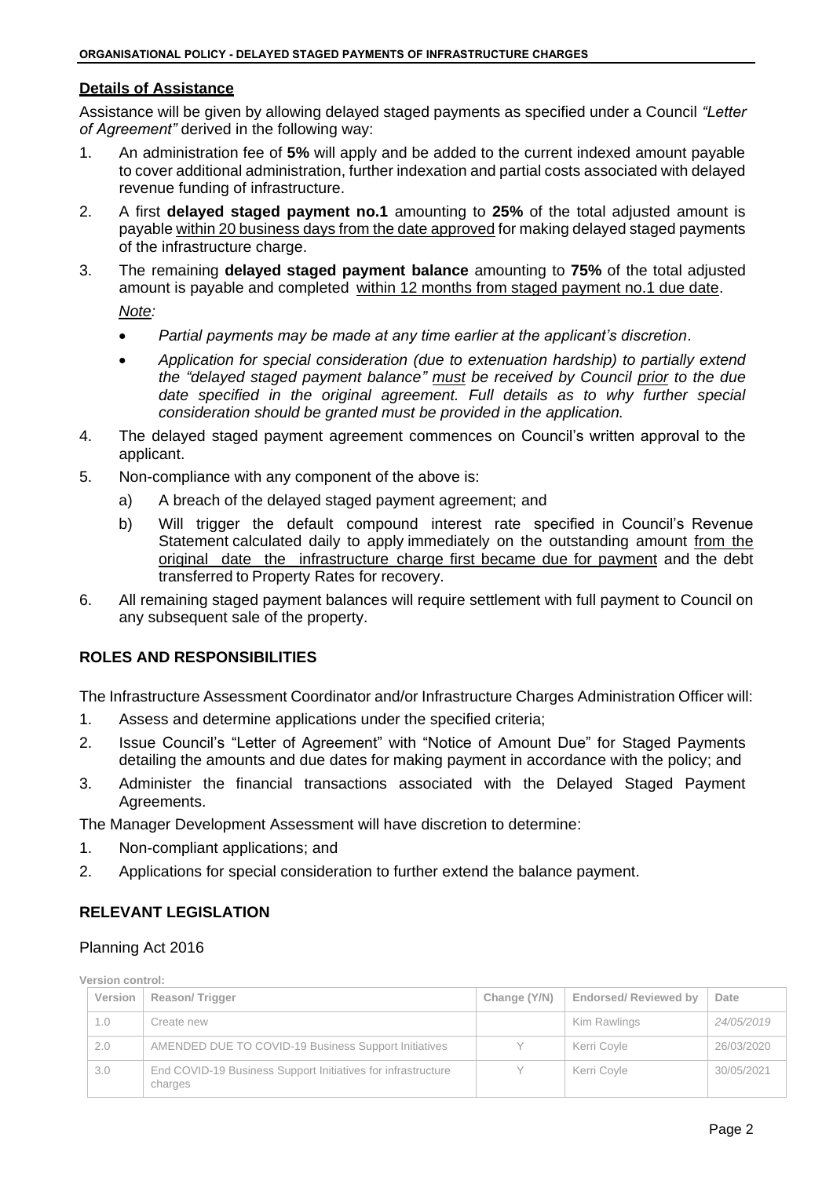## Details of Assistance

Assistance will be given by allowing delayed staged payments as specified under a Council *"Letter of Agreement"* derived in the following way:

1. An administration fee of **5%** will apply and be added to the current indexed amount payable to cover additional administration, further indexation and partial costs associated with delayed revenue funding of infrastructure.
2. A first **delayed staged payment no.1** amounting to **25%** of the total adjusted amount is payable within 20 business days from the date approved for making delayed staged payments of the infrastructure charge.
3. The remaining **delayed staged payment balance** amounting to **75%** of the total adjusted amount is payable and completed within 12 months from staged payment no.1 due date.

   *Note:*

   - *Partial payments may be made at any time earlier at the applicant's discretion*.
   - *Application for special consideration (due to extenuation hardship) to partially extend the "delayed staged payment balance" must be received by Council prior to the due date specified in the original agreement. Full details as to why further special consideration should be granted must be provided in the application.*

4. The delayed staged payment agreement commences on Council's written approval to the applicant.
5. Non-compliance with any component of the above is:
   a) A breach of the delayed staged payment agreement; and
   b) Will trigger the default compound interest rate specified in Council's Revenue Statement calculated daily to apply immediately on the outstanding amount from the original date the infrastructure charge first became due for payment and the debt transferred to Property Rates for recovery.
6. All remaining staged payment balances will require settlement with full payment to Council on any subsequent sale of the property.

## ROLES AND RESPONSIBILITIES

The Infrastructure Assessment Coordinator and/or Infrastructure Charges Administration Officer will:

1. Assess and determine applications under the specified criteria;
2. Issue Council's "Letter of Agreement" with "Notice of Amount Due" for Staged Payments detailing the amounts and due dates for making payment in accordance with the policy; and
3. Administer the financial transactions associated with the Delayed Staged Payment Agreements.

The Manager Development Assessment will have discretion to determine:

1. Non-compliant applications; and
2. Applications for special consideration to further extend the balance payment.

## RELEVANT LEGISLATION

Planning Act 2016

**Version control:**

| Version | Reason/ Trigger | Change (Y/N) | Endorsed/ Reviewed by | Date |
|---|---|---|---|---|
| 1.0 | Create new | | Kim Rawlings | *24/05/2019* |
| 2.0 | AMENDED DUE TO COVID-19 Business Support Initiatives | Y | Kerri Coyle | 26/03/2020 |
| 3.0 | End COVID-19 Business Support Initiatives for infrastructure charges | Y | Kerri Coyle | 30/05/2021 |